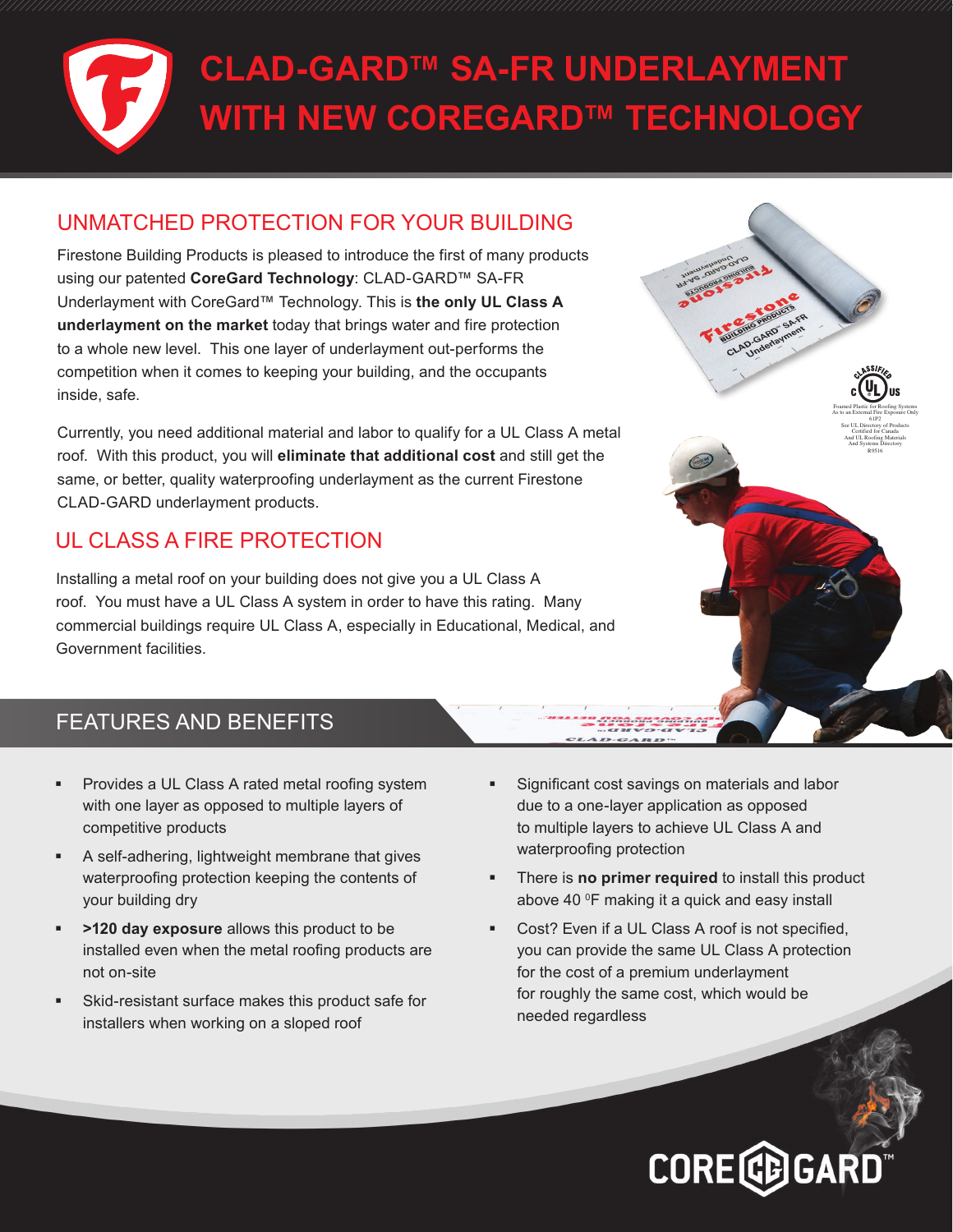# CLAD-GARD™ SA-FR UNDERLAYMENT WITH NEW COREGARD™ TECHNOLOGY

## UNMATCHED PROTECTION FOR YOUR BUILDING

Firestone Building Products is pleased to introduce the first of many products using our patented **CoreGard Technology**: CLAD-GARD™ SA-FR Underlayment with CoreGard™ Technology. This is **the only UL Class A underlayment on the market** today that brings water and fire protection to a whole new level. This one layer of underlayment out-performs the competition when it comes to keeping your building, and the occupants inside, safe.

Currently, you need additional material and labor to qualify for a UL Class A metal roof. With this product, you will **eliminate that additional cost** and still get the same, or better, quality waterproofing underlayment as the current Firestone CLAD-GARD underlayment products.

## UL CLASS A FIRE PROTECTION

Installing a metal roof on your building does not give you a UL Class A roof. You must have a UL Class A system in order to have this rating. Many commercial buildings require UL Class A, especially in Educational, Medical, and Government facilities.

## FEATURES AND BENEFITS

- Provides a UL Class A rated metal roofing system with one layer as opposed to multiple layers of competitive products
- A self-adhering, lightweight membrane that gives waterproofing protection keeping the contents of your building dry
- **>120 day exposure** allows this product to be installed even when the metal roofing products are not on-site
- Skid-resistant surface makes this product safe for installers when working on a sloped roof
- Significant cost savings on materials and labor due to a one-layer application as opposed to multiple layers to achieve UL Class A and waterproofing protection
- There is **no primer required** to install this product above 40 $^{0}$F making it a quick and easy install
- Cost? Even if a UL Class A roof is not specified, you can provide the same UL Class A protection for the cost of a premium underlayment for roughly the same cost, which would be needed regardless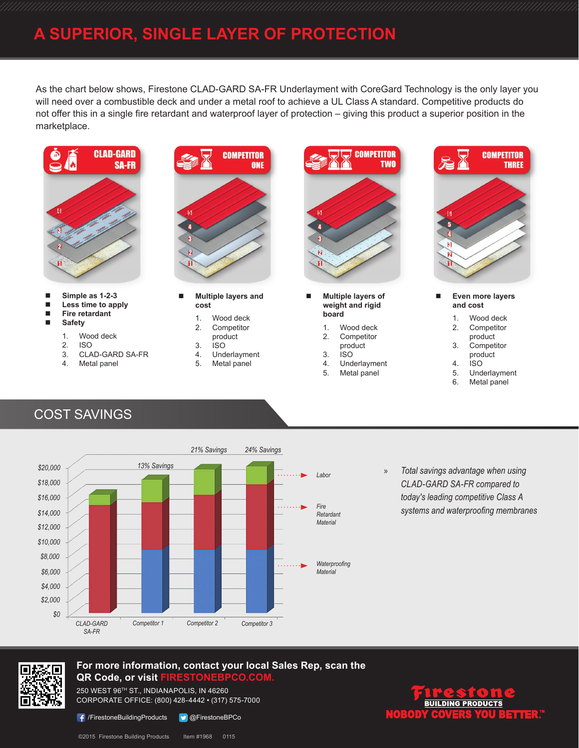# A SUPERIOR, SINGLE LAYER OF PROTECTION

As the chart below shows, Firestone CLAD-GARD SA-FR Underlayment with CoreGard Technology is the only layer you will need over a combustible deck and under a metal roof to achieve a UL Class A standard. Competitive products do not offer this in a single fire retardant and waterproof layer of protection – giving this product a superior position in the marketplace.

**CLAD-GARD SA-FR**

- **Simple as 1-2-3**
- **Less time to apply**
- **Fire retardant**
- **Safety**

1. Wood deck
2. ISO
3. CLAD-GARD SA-FR
4. Metal panel

**COMPETITOR ONE**

- **Multiple layers and cost**

1. Wood deck
2. Competitor product
3. ISO
4. Underlayment
5. Metal panel

**COMPETITOR TWO**

- **Multiple layers of weight and rigid board**

1. Wood deck
2. Competitor product
3. ISO
4. Underlayment
5. Metal panel

**COMPETITOR THREE**

- **Even more layers and cost**

1. Wood deck
2. Competitor product
3. Competitor product
4. ISO
5. Underlayment
6. Metal panel

## COST SAVINGS

13% Savings
21% Savings
24% Savings

$20,000
$18,000
$16,000
$14,000
$12,000
$10,000
$8,000
$6,000
$4,000
$2,000
$0

CLAD-GARD SA-FR
Competitor 1
Competitor 2
Competitor 3

Labor
Fire Retardant Material
Waterproofing Material

» *Total savings advantage when using CLAD-GARD SA-FR compared to today's leading competitive Class A systems and waterproofing membranes*

**For more information, contact your local Sales Rep, scan the QR Code, or visit FIRESTONEBPCO.COM.**

250 WEST 96TH ST., INDIANAPOLIS, IN 46260
CORPORATE OFFICE: (800) 428-4442 • (317) 575-7000

/FirestoneBuildingProducts @FirestoneBPCo

Firestone BUILDING PRODUCTS
NOBODY COVERS YOU BETTER.™

©2015 Firestone Building Products Item #1968 0115